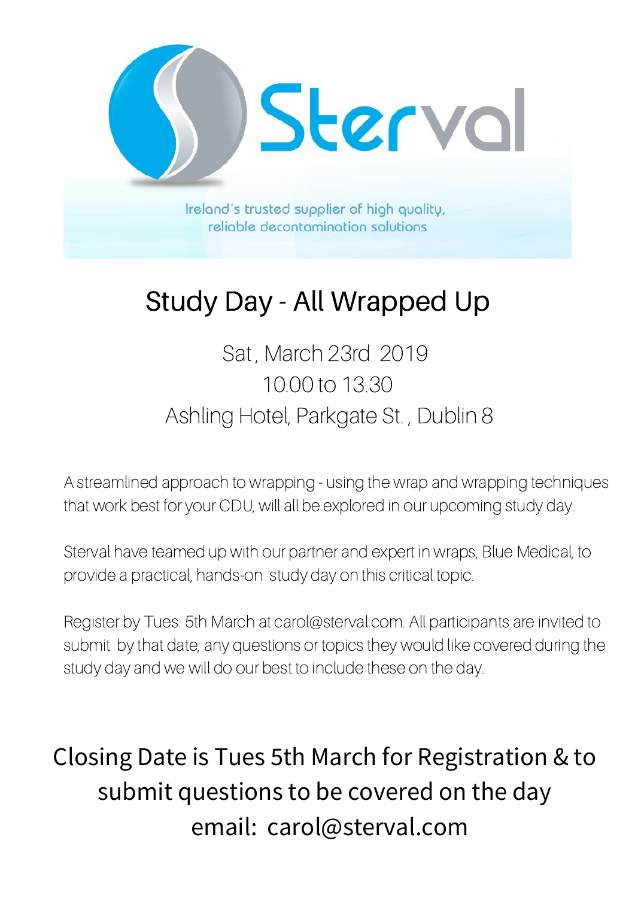Sterval

Ireland's trusted supplier of high quality, reliable decontamination solutions

# Study Day - All Wrapped Up

Sat , March 23rd 2019
10.00 to 13.30
Ashling Hotel, Parkgate St. , Dublin 8

A streamlined approach to wrapping - using the wrap and wrapping techniques that work best for your CDU, will all be explored in our upcoming study day.

Sterval have teamed up with our partner and expert in wraps, Blue Medical, to provide a practical, hands-on study day on this critical topic.

Register by Tues. 5th March at carol@sterval.com. All participants are invited to submit by that date, any questions or topics they would like covered during the study day and we will do our best to include these on the day.

## Closing Date is Tues 5th March for Registration & to submit questions to be covered on the day email: carol@sterval.com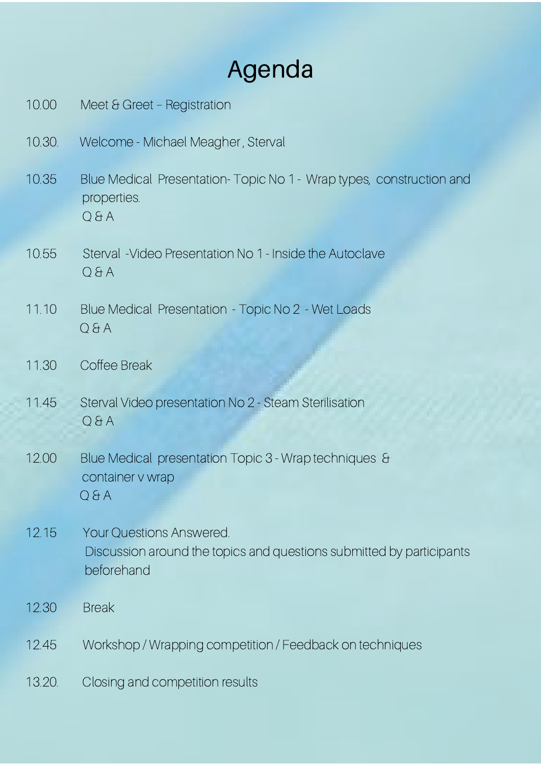# Agenda

10.00 Meet & Greet – Registration

10.30. Welcome - Michael Meagher , Sterval

10.35 Blue Medical Presentation- Topic No 1 - Wrap types, construction and properties.
Q & A

10.55 Sterval -Video Presentation No 1 - Inside the Autoclave
Q & A

11.10 Blue Medical Presentation - Topic No 2 - Wet Loads
Q & A

11.30 Coffee Break

11.45 Sterval Video presentation No 2 - Steam Sterilisation
Q & A

12.00 Blue Medical presentation Topic 3 - Wrap techniques & container v wrap
Q & A

12.15 Your Questions Answered.
Discussion around the topics and questions submitted by participants beforehand

12.30 Break

12.45 Workshop / Wrapping competition / Feedback on techniques

13.20. Closing and competition results